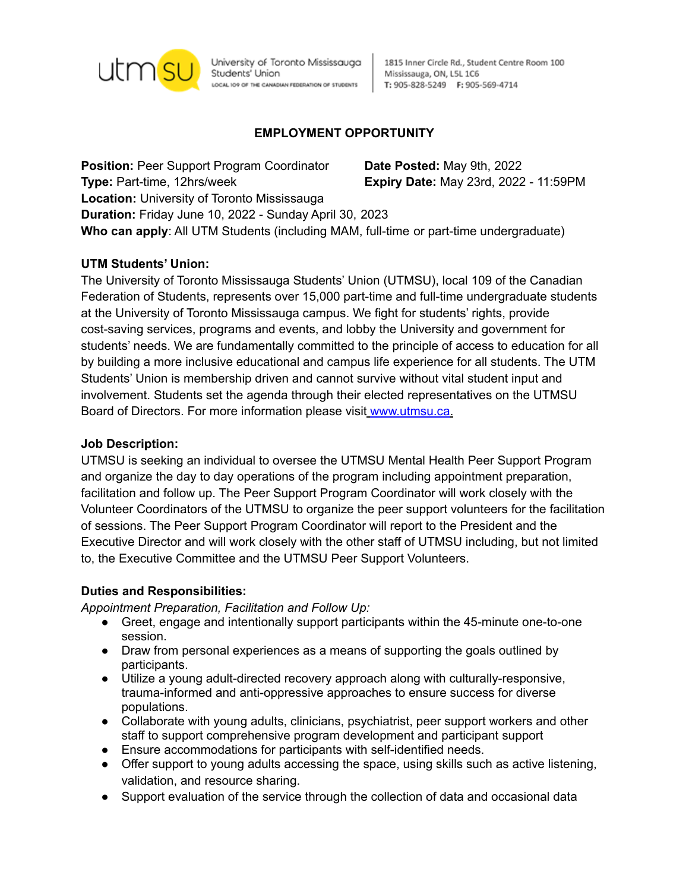utmsu University of Toronto Mississauga Students' Union
LOCAL 109 OF THE CANADIAN FEDERATION OF STUDENTS

1815 Inner Circle Rd., Student Centre Room 100
Mississauga, ON, L5L 1C6
T: 905-828-5249 F: 905-569-4714

## EMPLOYMENT OPPORTUNITY

**Position:** Peer Support Program Coordinator
**Date Posted:** May 9th, 2022
**Type:** Part-time, 12hrs/week
**Expiry Date:** May 23rd, 2022 - 11:59PM
**Location:** University of Toronto Mississauga
**Duration:** Friday June 10, 2022 - Sunday April 30, 2023
**Who can apply**: All UTM Students (including MAM, full-time or part-time undergraduate)

**UTM Students' Union:**
The University of Toronto Mississauga Students' Union (UTMSU), local 109 of the Canadian Federation of Students, represents over 15,000 part-time and full-time undergraduate students at the University of Toronto Mississauga campus. We fight for students' rights, provide cost-saving services, programs and events, and lobby the University and government for students' needs. We are fundamentally committed to the principle of access to education for all by building a more inclusive educational and campus life experience for all students. The UTM Students' Union is membership driven and cannot survive without vital student input and involvement. Students set the agenda through their elected representatives on the UTMSU Board of Directors. For more information please visit www.utmsu.ca.

**Job Description:**
UTMSU is seeking an individual to oversee the UTMSU Mental Health Peer Support Program and organize the day to day operations of the program including appointment preparation, facilitation and follow up. The Peer Support Program Coordinator will work closely with the Volunteer Coordinators of the UTMSU to organize the peer support volunteers for the facilitation of sessions. The Peer Support Program Coordinator will report to the President and the Executive Director and will work closely with the other staff of UTMSU including, but not limited to, the Executive Committee and the UTMSU Peer Support Volunteers.

**Duties and Responsibilities:**
*Appointment Preparation, Facilitation and Follow Up:*

- Greet, engage and intentionally support participants within the 45-minute one-to-one session.
- Draw from personal experiences as a means of supporting the goals outlined by participants.
- Utilize a young adult-directed recovery approach along with culturally-responsive, trauma-informed and anti-oppressive approaches to ensure success for diverse populations.
- Collaborate with young adults, clinicians, psychiatrist, peer support workers and other staff to support comprehensive program development and participant support
- Ensure accommodations for participants with self-identified needs.
- Offer support to young adults accessing the space, using skills such as active listening, validation, and resource sharing.
- Support evaluation of the service through the collection of data and occasional data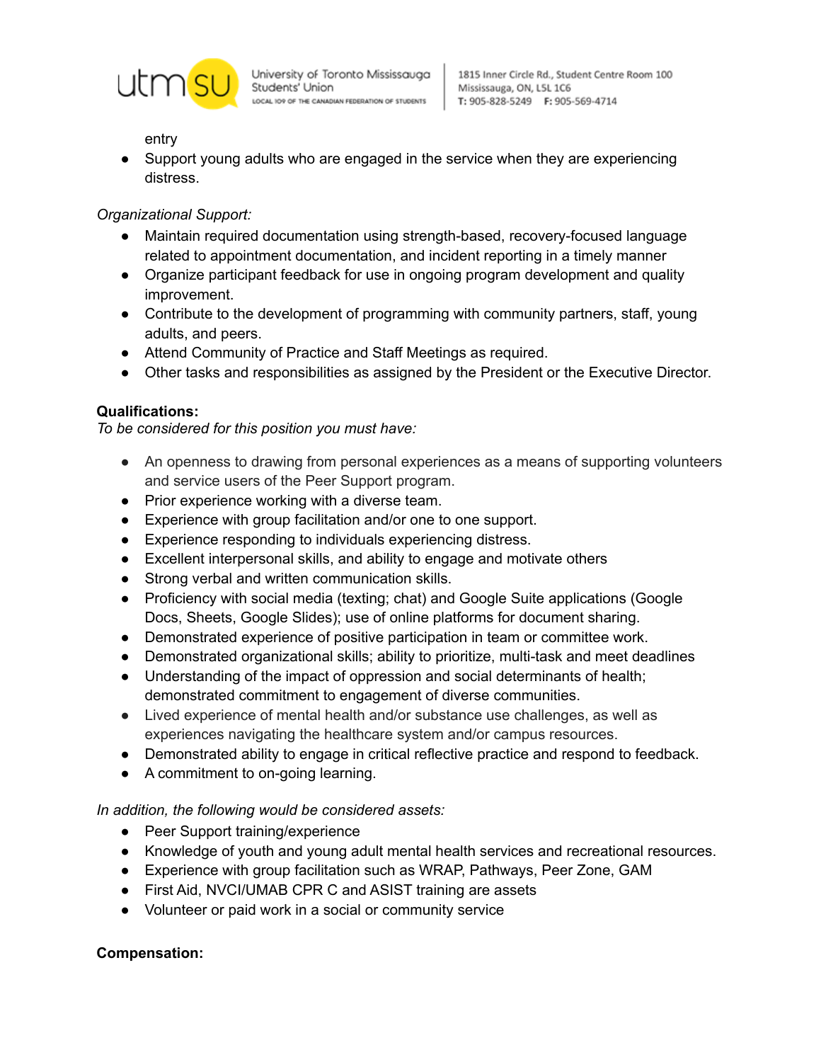entry

- Support young adults who are engaged in the service when they are experiencing distress.

*Organizational Support:*

- Maintain required documentation using strength-based, recovery-focused language related to appointment documentation, and incident reporting in a timely manner
- Organize participant feedback for use in ongoing program development and quality improvement.
- Contribute to the development of programming with community partners, staff, young adults, and peers.
- Attend Community of Practice and Staff Meetings as required.
- Other tasks and responsibilities as assigned by the President or the Executive Director.

**Qualifications:**

*To be considered for this position you must have:*

- An openness to drawing from personal experiences as a means of supporting volunteers and service users of the Peer Support program.
- Prior experience working with a diverse team.
- Experience with group facilitation and/or one to one support.
- Experience responding to individuals experiencing distress.
- Excellent interpersonal skills, and ability to engage and motivate others
- Strong verbal and written communication skills.
- Proficiency with social media (texting; chat) and Google Suite applications (Google Docs, Sheets, Google Slides); use of online platforms for document sharing.
- Demonstrated experience of positive participation in team or committee work.
- Demonstrated organizational skills; ability to prioritize, multi-task and meet deadlines
- Understanding of the impact of oppression and social determinants of health; demonstrated commitment to engagement of diverse communities.
- Lived experience of mental health and/or substance use challenges, as well as experiences navigating the healthcare system and/or campus resources.
- Demonstrated ability to engage in critical reflective practice and respond to feedback.
- A commitment to on-going learning.

*In addition, the following would be considered assets:*

- Peer Support training/experience
- Knowledge of youth and young adult mental health services and recreational resources.
- Experience with group facilitation such as WRAP, Pathways, Peer Zone, GAM
- First Aid, NVCI/UMAB CPR C and ASIST training are assets
- Volunteer or paid work in a social or community service

**Compensation:**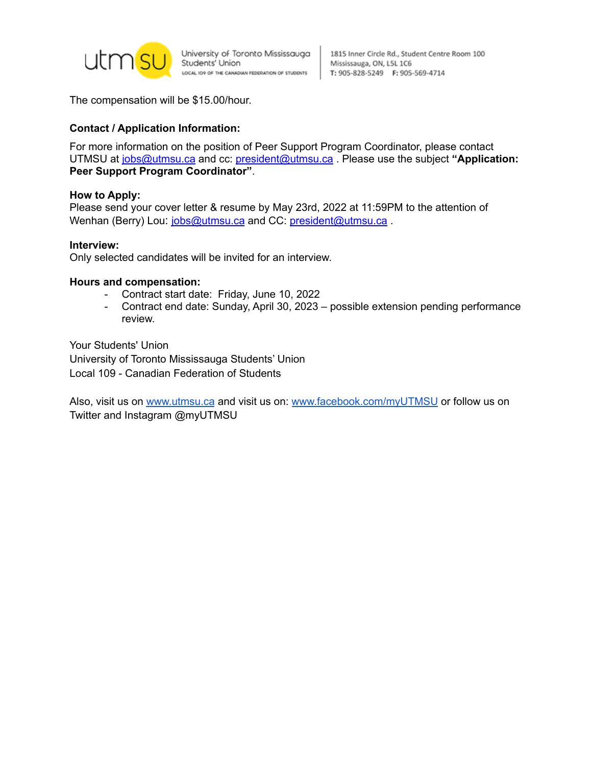The compensation will be $15.00/hour.

**Contact / Application Information:**

For more information on the position of Peer Support Program Coordinator, please contact UTMSU at jobs@utmsu.ca and cc: president@utmsu.ca . Please use the subject **"Application: Peer Support Program Coordinator"**.

**How to Apply:**
Please send your cover letter & resume by May 23rd, 2022 at 11:59PM to the attention of Wenhan (Berry) Lou: jobs@utmsu.ca and CC: president@utmsu.ca .

**Interview:**
Only selected candidates will be invited for an interview.

**Hours and compensation:**

- Contract start date: Friday, June 10, 2022
- Contract end date: Sunday, April 30, 2023 – possible extension pending performance review.

Your Students' Union
University of Toronto Mississauga Students' Union
Local 109 - Canadian Federation of Students

Also, visit us on www.utmsu.ca and visit us on: www.facebook.com/myUTMSU or follow us on Twitter and Instagram @myUTMSU